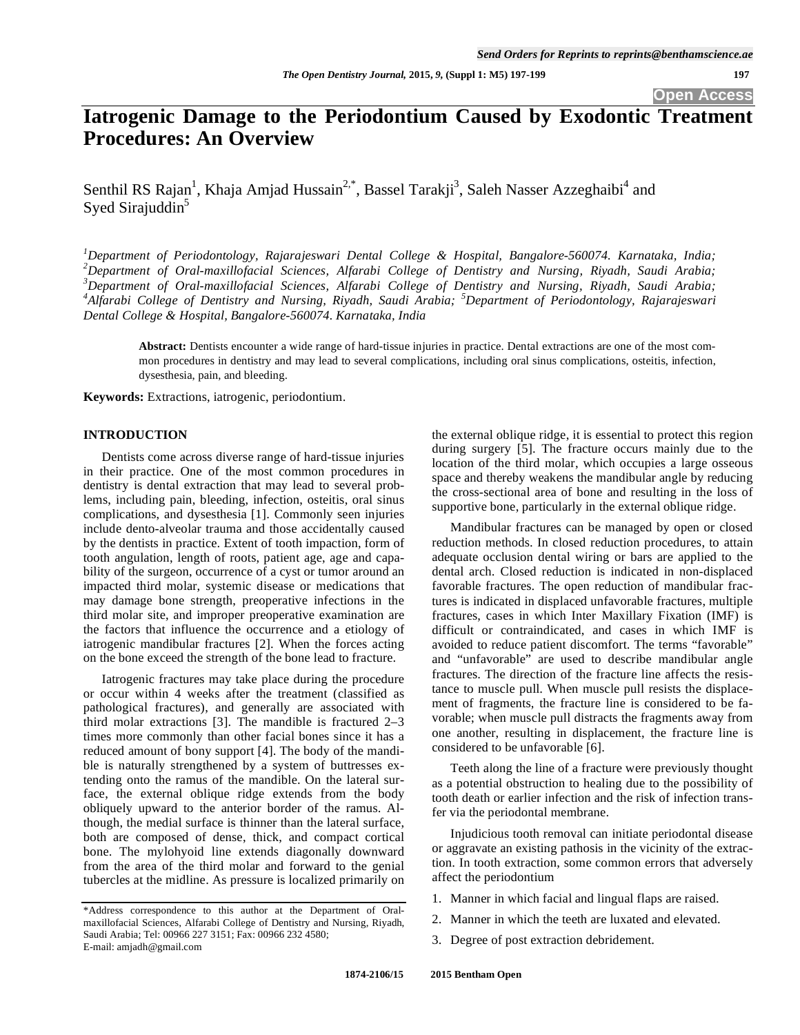# Iatrogenic Damage to the Periodontium Caused by Exodontic Treatment Procedures: An Overview

Senthil RS Rajan[1], Khaja Amjad Hussain[2,*], Bassel Tarakji[3], Saleh Nasser Azzeghaibi[4] and Syed Sirajuddin[5]

*[1]Department of Periodontology, Rajarajeswari Dental College & Hospital, Bangalore-560074. Karnataka, India; [2]Department of Oral-maxillofacial Sciences, Alfarabi College of Dentistry and Nursing, Riyadh, Saudi Arabia; [3]Department of Oral-maxillofacial Sciences, Alfarabi College of Dentistry and Nursing, Riyadh, Saudi Arabia; [4]Alfarabi College of Dentistry and Nursing, Riyadh, Saudi Arabia; [5]Department of Periodontology, Rajarajeswari Dental College & Hospital, Bangalore-560074. Karnataka, India*

**Abstract:** Dentists encounter a wide range of hard-tissue injuries in practice. Dental extractions are one of the most common procedures in dentistry and may lead to several complications, including oral sinus complications, osteitis, infection, dysesthesia, pain, and bleeding.

**Keywords:** Extractions, iatrogenic, periodontium.

## INTRODUCTION

Dentists come across diverse range of hard-tissue injuries in their practice. One of the most common procedures in dentistry is dental extraction that may lead to several problems, including pain, bleeding, infection, osteitis, oral sinus complications, and dysesthesia [1]. Commonly seen injuries include dento-alveolar trauma and those accidentally caused by the dentists in practice. Extent of tooth impaction, form of tooth angulation, length of roots, patient age, age and capability of the surgeon, occurrence of a cyst or tumor around an impacted third molar, systemic disease or medications that may damage bone strength, preoperative infections in the third molar site, and improper preoperative examination are the factors that influence the occurrence and a etiology of iatrogenic mandibular fractures [2]. When the forces acting on the bone exceed the strength of the bone lead to fracture.

Iatrogenic fractures may take place during the procedure or occur within 4 weeks after the treatment (classified as pathological fractures), and generally are associated with third molar extractions [3]. The mandible is fractured 2–3 times more commonly than other facial bones since it has a reduced amount of bony support [4]. The body of the mandible is naturally strengthened by a system of buttresses extending onto the ramus of the mandible. On the lateral surface, the external oblique ridge extends from the body obliquely upward to the anterior border of the ramus. Although, the medial surface is thinner than the lateral surface, both are composed of dense, thick, and compact cortical bone. The mylohyoid line extends diagonally downward from the area of the third molar and forward to the genial tubercles at the midline. As pressure is localized primarily on the external oblique ridge, it is essential to protect this region during surgery [5]. The fracture occurs mainly due to the location of the third molar, which occupies a large osseous space and thereby weakens the mandibular angle by reducing the cross-sectional area of bone and resulting in the loss of supportive bone, particularly in the external oblique ridge.

Mandibular fractures can be managed by open or closed reduction methods. In closed reduction procedures, to attain adequate occlusion dental wiring or bars are applied to the dental arch. Closed reduction is indicated in non-displaced favorable fractures. The open reduction of mandibular fractures is indicated in displaced unfavorable fractures, multiple fractures, cases in which Inter Maxillary Fixation (IMF) is difficult or contraindicated, and cases in which IMF is avoided to reduce patient discomfort. The terms "favorable" and "unfavorable" are used to describe mandibular angle fractures. The direction of the fracture line affects the resistance to muscle pull. When muscle pull resists the displacement of fragments, the fracture line is considered to be favorable; when muscle pull distracts the fragments away from one another, resulting in displacement, the fracture line is considered to be unfavorable [6].

Teeth along the line of a fracture were previously thought as a potential obstruction to healing due to the possibility of tooth death or earlier infection and the risk of infection transfer via the periodontal membrane.

Injudicious tooth removal can initiate periodontal disease or aggravate an existing pathosis in the vicinity of the extraction. In tooth extraction, some common errors that adversely affect the periodontium

1. Manner in which facial and lingual flaps are raised.
2. Manner in which the teeth are luxated and elevated.
3. Degree of post extraction debridement.

*Address correspondence to this author at the Department of Oral-maxillofacial Sciences, Alfarabi College of Dentistry and Nursing, Riyadh, Saudi Arabia; Tel: 00966 227 3151; Fax: 00966 232 4580; E-mail: amjadh@gmail.com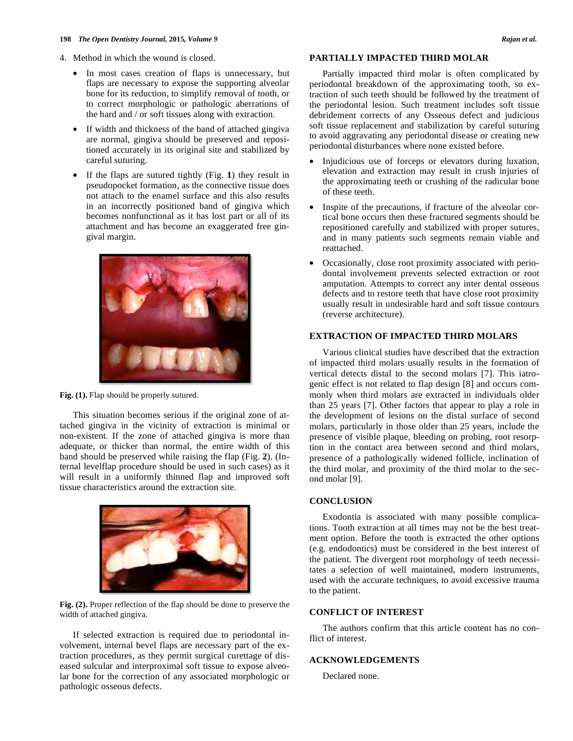4. Method in which the wound is closed.

   - In most cases creation of flaps is unnecessary, but flaps are necessary to expose the supporting alveolar bone for its reduction, to simplify removal of tooth, or to correct morphologic or pathologic aberrations of the hard and / or soft tissues along with extraction.
   - If width and thickness of the band of attached gingiva are normal, gingiva should be preserved and repositioned accurately in its original site and stabilized by careful suturing.
   - If the flaps are sutured tightly (Fig. **1**) they result in pseudopocket formation, as the connective tissue does not attach to the enamel surface and this also results in an incorrectly positioned band of gingiva which becomes nonfunctional as it has lost part or all of its attachment and has become an exaggerated free gingival margin.

**Fig. (1).** Flap should be properly sutured.

This situation becomes serious if the original zone of attached gingiva in the vicinity of extraction is minimal or non-existent. If the zone of attached gingiva is more than adequate, or thicker than normal, the entire width of this band should be preserved while raising the flap (Fig. **2**). (Internal levelflap procedure should be used in such cases) as it will result in a uniformly thinned flap and improved soft tissue characteristics around the extraction site.

**Fig. (2).** Proper reflection of the flap should be done to preserve the width of attached gingiva.

If selected extraction is required due to periodontal involvement, internal bevel flaps are necessary part of the extraction procedures, as they permit surgical curettage of diseased sulcular and interproximal soft tissue to expose alveolar bone for the correction of any associated morphologic or pathologic osseous defects.

## PARTIALLY IMPACTED THIRD MOLAR

Partially impacted third molar is often complicated by periodontal breakdown of the approximating tooth, so extraction of such teeth should be followed by the treatment of the periodontal lesion. Such treatment includes soft tissue debridement corrects of any Osseous defect and judicious soft tissue replacement and stabilization by careful suturing to avoid aggravating any periodontal disease or creating new periodontal disturbances where none existed before.

- Injudicious use of forceps or elevators during luxation, elevation and extraction may result in crush injuries of the approximating teeth or crushing of the radicular bone of these teeth.
- Inspite of the precautions, if fracture of the alveolar cortical bone occurs then these fractured segments should be repositioned carefully and stabilized with proper sutures, and in many patients such segments remain viable and reattached.
- Occasionally, close root proximity associated with periodontal involvement prevents selected extraction or root amputation. Attempts to correct any inter dental osseous defects and to restore teeth that have close root proximity usually result in undesirable hard and soft tissue contours (reverse architecture).

## EXTRACTION OF IMPACTED THIRD MOLARS

Various clinical studies have described that the extraction of impacted third molars usually results in the formation of vertical detects distal to the second molars [7]. This iatrogenic effect is not related to flap design [8] and occurs commonly when third molars are extracted in individuals older than 25 years [7]. Other factors that appear to play a role in the development of lesions on the distal surface of second molars, particularly in those older than 25 years, include the presence of visible plaque, bleeding on probing, root resorption in the contact area between second and third molars, presence of a pathologically widened follicle, inclination of the third molar, and proximity of the third molar to the second molar [9].

## CONCLUSION

Exodontia is associated with many possible complications. Tooth extraction at all times may not be the best treatment option. Before the tooth is extracted the other options (e.g. endodontics) must be considered in the best interest of the patient. The divergent root morphology of teeth necessitates a selection of well maintained, modern instruments, used with the accurate techniques, to avoid excessive trauma to the patient.

## CONFLICT OF INTEREST

The authors confirm that this article content has no conflict of interest.

## ACKNOWLEDGEMENTS

Declared none.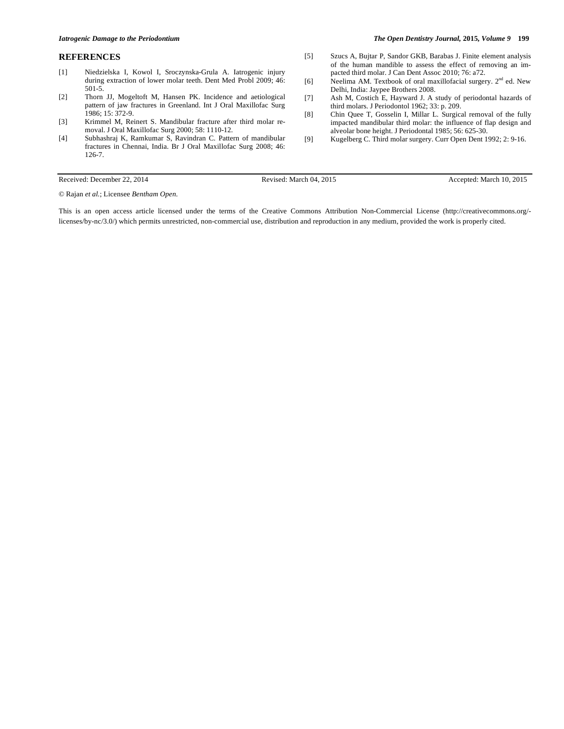## REFERENCES

[1] Niedzielska I, Kowol I, Sroczynska-Grula A. Iatrogenic injury during extraction of lower molar teeth. Dent Med Probl 2009; 46: 501-5.

[2] Thorn JJ, Mogeltoft M, Hansen PK. Incidence and aetiological pattern of jaw fractures in Greenland. Int J Oral Maxillofac Surg 1986; 15: 372-9.

[3] Krimmel M, Reinert S. Mandibular fracture after third molar removal. J Oral Maxillofac Surg 2000; 58: 1110-12.

[4] Subhashraj K, Ramkumar S, Ravindran C. Pattern of mandibular fractures in Chennai, India. Br J Oral Maxillofac Surg 2008; 46: 126-7.

[5] Szucs A, Bujtar P, Sandor GKB, Barabas J. Finite element analysis of the human mandible to assess the effect of removing an impacted third molar. J Can Dent Assoc 2010; 76: a72.

[6] Neelima AM. Textbook of oral maxillofacial surgery. 2nd ed. New Delhi, India: Jaypee Brothers 2008.

[7] Ash M, Costich E, Hayward J. A study of periodontal hazards of third molars. J Periodontol 1962; 33: p. 209.

[8] Chin Quee T, Gosselin I, Millar L. Surgical removal of the fully impacted mandibular third molar: the influence of flap design and alveolar bone height. J Periodontal 1985; 56: 625-30.

[9] Kugelberg C. Third molar surgery. Curr Open Dent 1992; 2: 9-16.

Received: December 22, 2014 Revised: March 04, 2015 Accepted: March 10, 2015

© Rajan *et al.*; Licensee *Bentham Open.*

This is an open access article licensed under the terms of the Creative Commons Attribution Non-Commercial License (http://creativecommons.org/-licenses/by-nc/3.0/) which permits unrestricted, non-commercial use, distribution and reproduction in any medium, provided the work is properly cited.